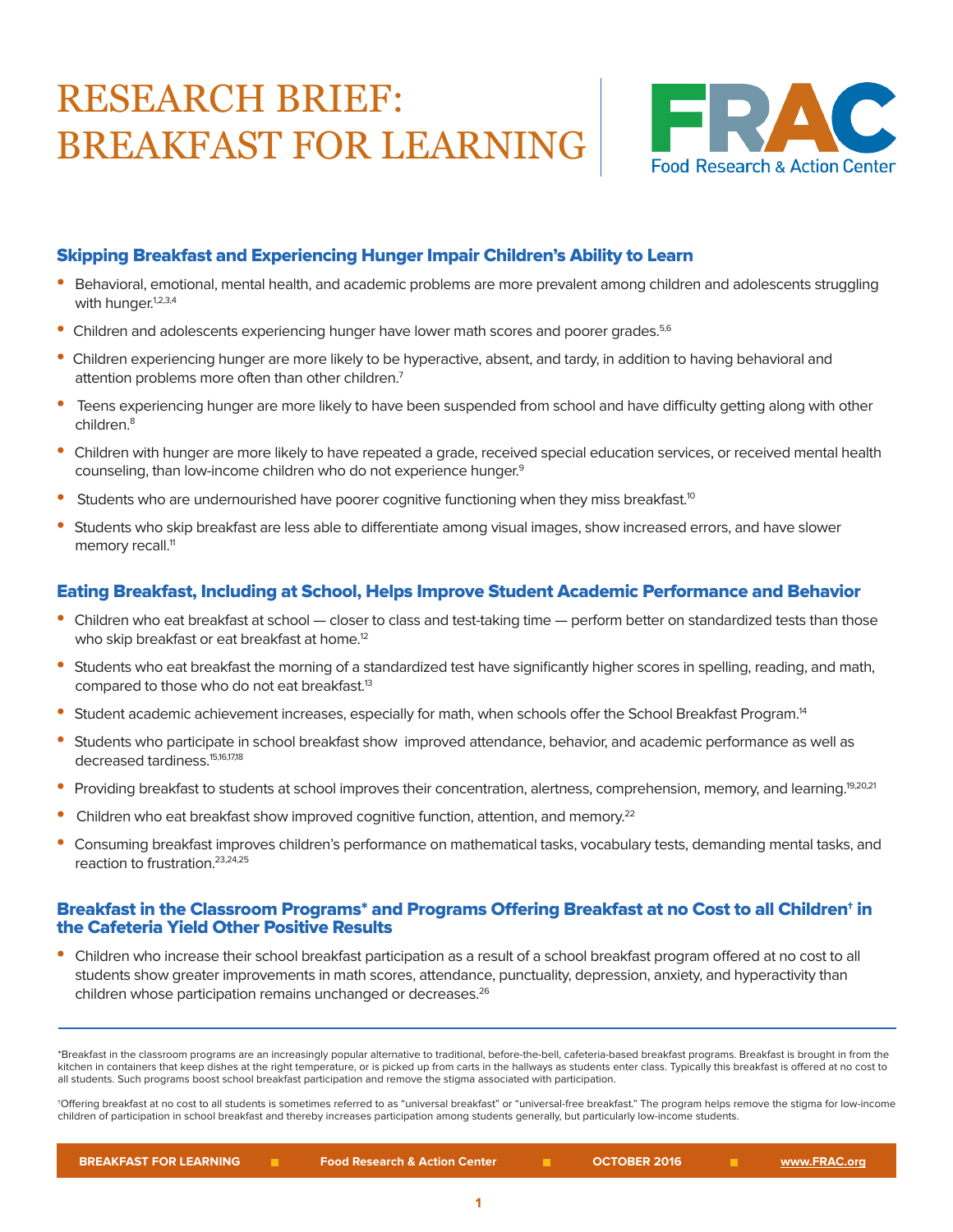# RESEARCH BRIEF: BREAKFAST FOR LEARNING

FRAC Food Research & Action Center

## Skipping Breakfast and Experiencing Hunger Impair Children's Ability to Learn

- Behavioral, emotional, mental health, and academic problems are more prevalent among children and adolescents struggling with hunger.[1,2,3,4]
- Children and adolescents experiencing hunger have lower math scores and poorer grades.[5,6]
- Children experiencing hunger are more likely to be hyperactive, absent, and tardy, in addition to having behavioral and attention problems more often than other children.[7]
- Teens experiencing hunger are more likely to have been suspended from school and have difficulty getting along with other children.[8]
- Children with hunger are more likely to have repeated a grade, received special education services, or received mental health counseling, than low-income children who do not experience hunger.[9]
- Students who are undernourished have poorer cognitive functioning when they miss breakfast.[10]
- Students who skip breakfast are less able to differentiate among visual images, show increased errors, and have slower memory recall.[11]

## Eating Breakfast, Including at School, Helps Improve Student Academic Performance and Behavior

- Children who eat breakfast at school — closer to class and test-taking time — perform better on standardized tests than those who skip breakfast or eat breakfast at home.[12]
- Students who eat breakfast the morning of a standardized test have significantly higher scores in spelling, reading, and math, compared to those who do not eat breakfast.[13]
- Student academic achievement increases, especially for math, when schools offer the School Breakfast Program.[14]
- Students who participate in school breakfast show improved attendance, behavior, and academic performance as well as decreased tardiness.[15,16,17,18]
- Providing breakfast to students at school improves their concentration, alertness, comprehension, memory, and learning.[19,20,21]
- Children who eat breakfast show improved cognitive function, attention, and memory.[22]
- Consuming breakfast improves children's performance on mathematical tasks, vocabulary tests, demanding mental tasks, and reaction to frustration.[23,24,25]

## Breakfast in the Classroom Programs* and Programs Offering Breakfast at no Cost to all Children† in the Cafeteria Yield Other Positive Results

- Children who increase their school breakfast participation as a result of a school breakfast program offered at no cost to all students show greater improvements in math scores, attendance, punctuality, depression, anxiety, and hyperactivity than children whose participation remains unchanged or decreases.[26]

---

*Breakfast in the classroom programs are an increasingly popular alternative to traditional, before-the-bell, cafeteria-based breakfast programs. Breakfast is brought in from the kitchen in containers that keep dishes at the right temperature, or is picked up from carts in the hallways as students enter class. Typically this breakfast is offered at no cost to all students. Such programs boost school breakfast participation and remove the stigma associated with participation.

†Offering breakfast at no cost to all students is sometimes referred to as "universal breakfast" or "universal-free breakfast." The program helps remove the stigma for low-income children of participation in school breakfast and thereby increases participation among students generally, but particularly low-income students.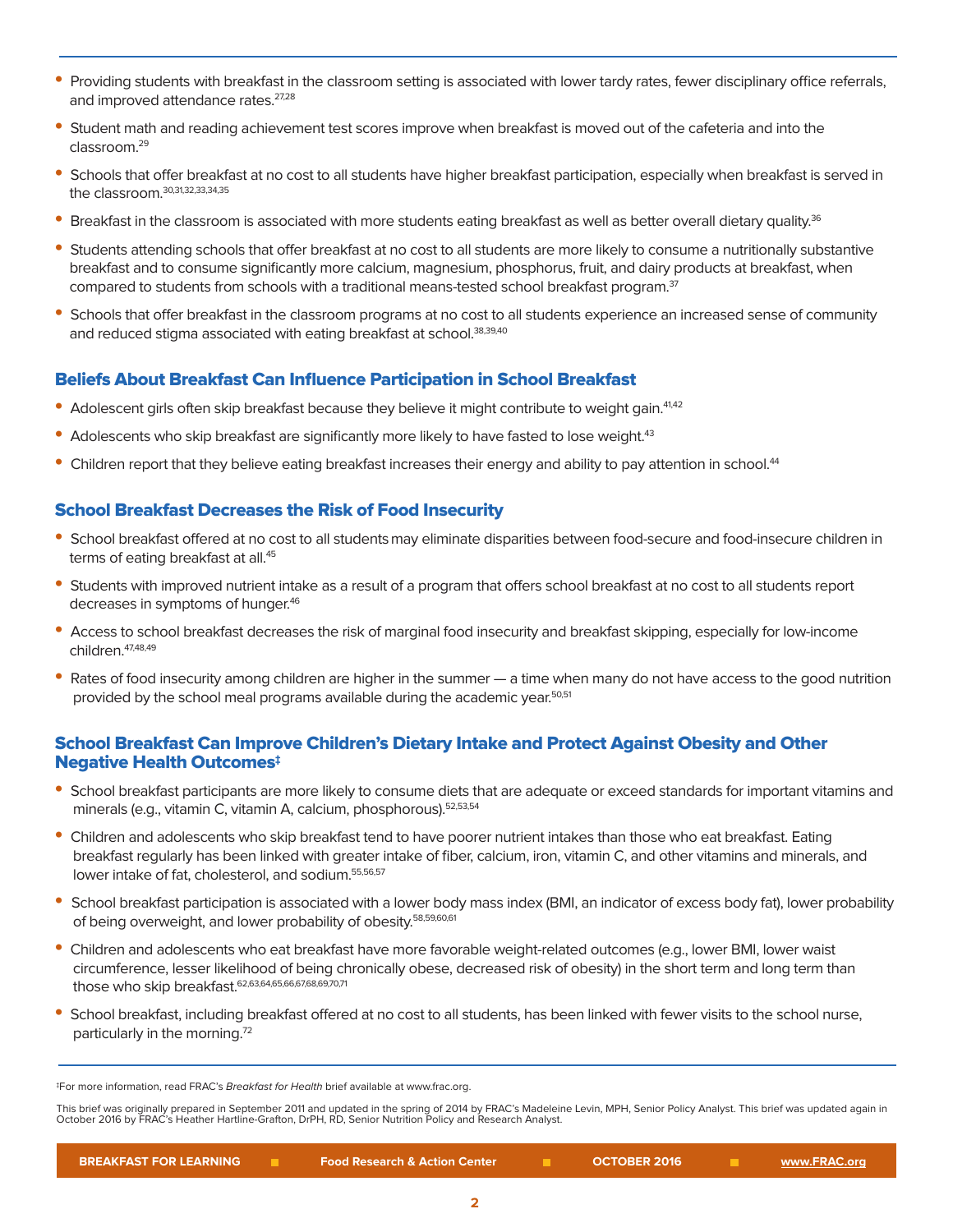- Providing students with breakfast in the classroom setting is associated with lower tardy rates, fewer disciplinary office referrals, and improved attendance rates.[27,28]
- Student math and reading achievement test scores improve when breakfast is moved out of the cafeteria and into the classroom.[29]
- Schools that offer breakfast at no cost to all students have higher breakfast participation, especially when breakfast is served in the classroom.[30,31,32,33,34,35]
- Breakfast in the classroom is associated with more students eating breakfast as well as better overall dietary quality.[36]
- Students attending schools that offer breakfast at no cost to all students are more likely to consume a nutritionally substantive breakfast and to consume significantly more calcium, magnesium, phosphorus, fruit, and dairy products at breakfast, when compared to students from schools with a traditional means-tested school breakfast program.[37]
- Schools that offer breakfast in the classroom programs at no cost to all students experience an increased sense of community and reduced stigma associated with eating breakfast at school.[38,39,40]

## Beliefs About Breakfast Can Influence Participation in School Breakfast

- Adolescent girls often skip breakfast because they believe it might contribute to weight gain.[41,42]
- Adolescents who skip breakfast are significantly more likely to have fasted to lose weight.[43]
- Children report that they believe eating breakfast increases their energy and ability to pay attention in school.[44]

## School Breakfast Decreases the Risk of Food Insecurity

- School breakfast offered at no cost to all students may eliminate disparities between food-secure and food-insecure children in terms of eating breakfast at all.[45]
- Students with improved nutrient intake as a result of a program that offers school breakfast at no cost to all students report decreases in symptoms of hunger.[46]
- Access to school breakfast decreases the risk of marginal food insecurity and breakfast skipping, especially for low-income children.[47,48,49]
- Rates of food insecurity among children are higher in the summer — a time when many do not have access to the good nutrition provided by the school meal programs available during the academic year.[50,51]

## School Breakfast Can Improve Children's Dietary Intake and Protect Against Obesity and Other Negative Health Outcomes‡

- School breakfast participants are more likely to consume diets that are adequate or exceed standards for important vitamins and minerals (e.g., vitamin C, vitamin A, calcium, phosphorous).[52,53,54]
- Children and adolescents who skip breakfast tend to have poorer nutrient intakes than those who eat breakfast. Eating breakfast regularly has been linked with greater intake of fiber, calcium, iron, vitamin C, and other vitamins and minerals, and lower intake of fat, cholesterol, and sodium.[55,56,57]
- School breakfast participation is associated with a lower body mass index (BMI, an indicator of excess body fat), lower probability of being overweight, and lower probability of obesity.[58,59,60,61]
- Children and adolescents who eat breakfast have more favorable weight-related outcomes (e.g., lower BMI, lower waist circumference, lesser likelihood of being chronically obese, decreased risk of obesity) in the short term and long term than those who skip breakfast.[62,63,64,65,66,67,68,69,70,71]
- School breakfast, including breakfast offered at no cost to all students, has been linked with fewer visits to the school nurse, particularly in the morning.[72]

‡For more information, read FRAC's *Breakfast for Health* brief available at www.frac.org.

This brief was originally prepared in September 2011 and updated in the spring of 2014 by FRAC's Madeleine Levin, MPH, Senior Policy Analyst. This brief was updated again in October 2016 by FRAC's Heather Hartline-Grafton, DrPH, RD, Senior Nutrition Policy and Research Analyst.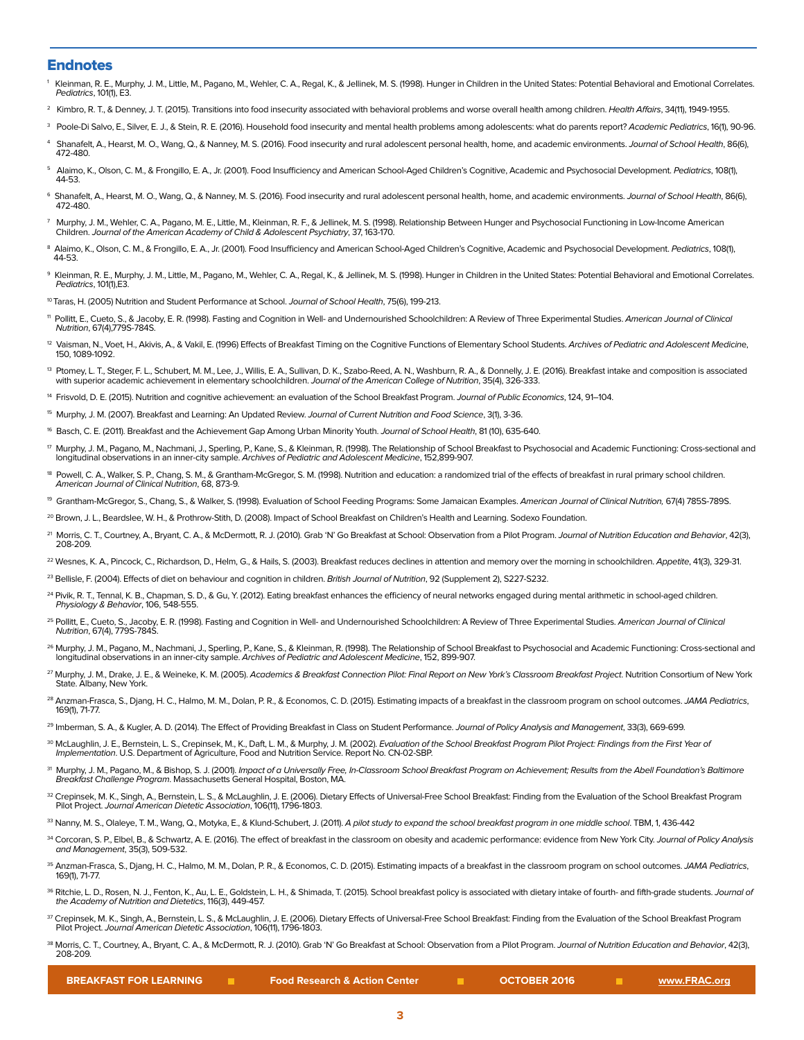## Endnotes

[1] Kleinman, R. E., Murphy, J. M., Little, M., Pagano, M., Wehler, C. A., Regal, K., & Jellinek, M. S. (1998). Hunger in Children in the United States: Potential Behavioral and Emotional Correlates. *Pediatrics*, 101(1), E3.

[2] Kimbro, R. T., & Denney, J. T. (2015). Transitions into food insecurity associated with behavioral problems and worse overall health among children. *Health Affairs*, 34(11), 1949-1955.

[3] Poole-Di Salvo, E., Silver, E. J., & Stein, R. E. (2016). Household food insecurity and mental health problems among adolescents: what do parents report? *Academic Pediatrics*, 16(1), 90-96.

[4] Shanafelt, A., Hearst, M. O., Wang, Q., & Nanney, M. S. (2016). Food insecurity and rural adolescent personal health, home, and academic environments. *Journal of School Health*, 86(6), 472-480.

[5] Alaimo, K., Olson, C. M., & Frongillo, E. A., Jr. (2001). Food Insufficiency and American School-Aged Children's Cognitive, Academic and Psychosocial Development. *Pediatrics*, 108(1), 44-53.

[6] Shanafelt, A., Hearst, M. O., Wang, Q., & Nanney, M. S. (2016). Food insecurity and rural adolescent personal health, home, and academic environments. *Journal of School Health*, 86(6), 472-480.

[7] Murphy, J. M., Wehler, C. A., Pagano, M. E., Little, M., Kleinman, R. F., & Jellinek, M. S. (1998). Relationship Between Hunger and Psychosocial Functioning in Low-Income American Children. *Journal of the American Academy of Child & Adolescent Psychiatry*, 37, 163-170.

[8] Alaimo, K., Olson, C. M., & Frongillo, E. A., Jr. (2001). Food Insufficiency and American School-Aged Children's Cognitive, Academic and Psychosocial Development. *Pediatrics*, 108(1), 44-53.

[9] Kleinman, R. E., Murphy, J. M., Little, M., Pagano, M., Wehler, C. A., Regal, K., & Jellinek, M. S. (1998). Hunger in Children in the United States: Potential Behavioral and Emotional Correlates. *Pediatrics*, 101(1),E3.

[10] Taras, H. (2005) Nutrition and Student Performance at School. *Journal of School Health*, 75(6), 199-213.

[11] Pollitt, E., Cueto, S., & Jacoby, E. R. (1998). Fasting and Cognition in Well- and Undernourished Schoolchildren: A Review of Three Experimental Studies. *American Journal of Clinical Nutrition*, 67(4),779S-784S.

[12] Vaisman, N., Voet, H., Akivis, A., & Vakil, E. (1996) Effects of Breakfast Timing on the Cognitive Functions of Elementary School Students. *Archives of Pediatric and Adolescent Medicine*, 150, 1089-1092.

[13] Ptomey, L. T., Steger, F. L., Schubert, M. M., Lee, J., Willis, E. A., Sullivan, D. K., Szabo-Reed, A. N., Washburn, R. A., & Donnelly, J. E. (2016). Breakfast intake and composition is associated with superior academic achievement in elementary schoolchildren. *Journal of the American College of Nutrition*, 35(4), 326-333.

[14] Frisvold, D. E. (2015). Nutrition and cognitive achievement: an evaluation of the School Breakfast Program. *Journal of Public Economics*, 124, 91–104.

[15] Murphy, J. M. (2007). Breakfast and Learning: An Updated Review. *Journal of Current Nutrition and Food Science*, 3(1), 3-36.

[16] Basch, C. E. (2011). Breakfast and the Achievement Gap Among Urban Minority Youth. *Journal of School Health*, 81 (10), 635-640.

[17] Murphy, J. M., Pagano, M., Nachmani, J., Sperling, P., Kane, S., & Kleinman, R. (1998). The Relationship of School Breakfast to Psychosocial and Academic Functioning: Cross-sectional and longitudinal observations in an inner-city sample. *Archives of Pediatric and Adolescent Medicine*, 152,899-907.

[18] Powell, C. A., Walker, S. P., Chang, S. M., & Grantham-McGregor, S. M. (1998). Nutrition and education: a randomized trial of the effects of breakfast in rural primary school children. *American Journal of Clinical Nutrition*, 68, 873-9.

[19] Grantham-McGregor, S., Chang, S., & Walker, S. (1998). Evaluation of School Feeding Programs: Some Jamaican Examples. *American Journal of Clinical Nutrition,* 67(4) 785S-789S.

[20] Brown, J. L., Beardslee, W. H., & Prothrow-Stith, D. (2008). Impact of School Breakfast on Children's Health and Learning. Sodexo Foundation.

[21] Morris, C. T., Courtney, A., Bryant, C. A., & McDermott, R. J. (2010). Grab 'N' Go Breakfast at School: Observation from a Pilot Program. *Journal of Nutrition Education and Behavior*, 42(3), 208-209.

[22] Wesnes, K. A., Pincock, C., Richardson, D., Helm, G., & Hails, S. (2003). Breakfast reduces declines in attention and memory over the morning in schoolchildren. *Appetite*, 41(3), 329-31.

[23] Bellisle, F. (2004). Effects of diet on behaviour and cognition in children. *British Journal of Nutrition*, 92 (Supplement 2), S227-S232.

[24] Pivik, R. T., Tennal, K. B., Chapman, S. D., & Gu, Y. (2012). Eating breakfast enhances the efficiency of neural networks engaged during mental arithmetic in school-aged children. *Physiology & Behavior*, 106, 548-555.

[25] Pollitt, E., Cueto, S., Jacoby, E. R. (1998). Fasting and Cognition in Well- and Undernourished Schoolchildren: A Review of Three Experimental Studies. *American Journal of Clinical Nutrition*, 67(4), 779S-784S.

[26] Murphy, J. M., Pagano, M., Nachmani, J., Sperling, P., Kane, S., & Kleinman, R. (1998). The Relationship of School Breakfast to Psychosocial and Academic Functioning: Cross-sectional and longitudinal observations in an inner-city sample. *Archives of Pediatric and Adolescent Medicine*, 152, 899-907.

[27] Murphy, J. M., Drake, J. E., & Weineke, K. M. (2005). *Academics & Breakfast Connection Pilot: Final Report on New York's Classroom Breakfast Project*. Nutrition Consortium of New York State. Albany, New York.

[28] Anzman-Frasca, S., Djang, H. C., Halmo, M. M., Dolan, P. R., & Economos, C. D. (2015). Estimating impacts of a breakfast in the classroom program on school outcomes. *JAMA Pediatrics*, 169(1), 71-77.

[29] Imberman, S. A., & Kugler, A. D. (2014). The Effect of Providing Breakfast in Class on Student Performance. *Journal of Policy Analysis and Management*, 33(3), 669-699.

[30] McLaughlin, J. E., Bernstein, L. S., Crepinsek, M., K., Daft, L. M., & Murphy, J. M. (2002). *Evaluation of the School Breakfast Program Pilot Project: Findings from the First Year of Implementation*. U.S. Department of Agriculture, Food and Nutrition Service. Report No. CN-02-SBP.

[31] Murphy, J. M., Pagano, M., & Bishop, S. J. (2001). *Impact of a Universally Free, In-Classroom School Breakfast Program on Achievement; Results from the Abell Foundation's Baltimore Breakfast Challenge Program*. Massachusetts General Hospital, Boston, MA.

[32] Crepinsek, M. K., Singh, A., Bernstein, L. S., & McLaughlin, J. E. (2006). Dietary Effects of Universal-Free School Breakfast: Finding from the Evaluation of the School Breakfast Program Pilot Project. *Journal American Dietetic Association*, 106(11), 1796-1803.

[33] Nanny, M. S., Olaleye, T. M., Wang, Q., Motyka, E., & Klund-Schubert, J. (2011). *A pilot study to expand the school breakfast program in one middle school*. TBM, 1, 436-442

[34] Corcoran, S. P., Elbel, B., & Schwartz, A. E. (2016). The effect of breakfast in the classroom on obesity and academic performance: evidence from New York City. *Journal of Policy Analysis and Management*, 35(3), 509-532.

[35] Anzman-Frasca, S., Djang, H. C., Halmo, M. M., Dolan, P. R., & Economos, C. D. (2015). Estimating impacts of a breakfast in the classroom program on school outcomes. *JAMA Pediatrics*, 169(1), 71-77.

[36] Ritchie, L. D., Rosen, N. J., Fenton, K., Au, L. E., Goldstein, L. H., & Shimada, T. (2015). School breakfast policy is associated with dietary intake of fourth- and fifth-grade students. *Journal of the Academy of Nutrition and Dietetics*, 116(3), 449-457.

[37] Crepinsek, M. K., Singh, A., Bernstein, L. S., & McLaughlin, J. E. (2006). Dietary Effects of Universal-Free School Breakfast: Finding from the Evaluation of the School Breakfast Program Pilot Project. *Journal American Dietetic Association*, 106(11), 1796-1803.

[38] Morris, C. T., Courtney, A., Bryant, C. A., & McDermott, R. J. (2010). Grab 'N' Go Breakfast at School: Observation from a Pilot Program. *Journal of Nutrition Education and Behavior*, 42(3), 208-209.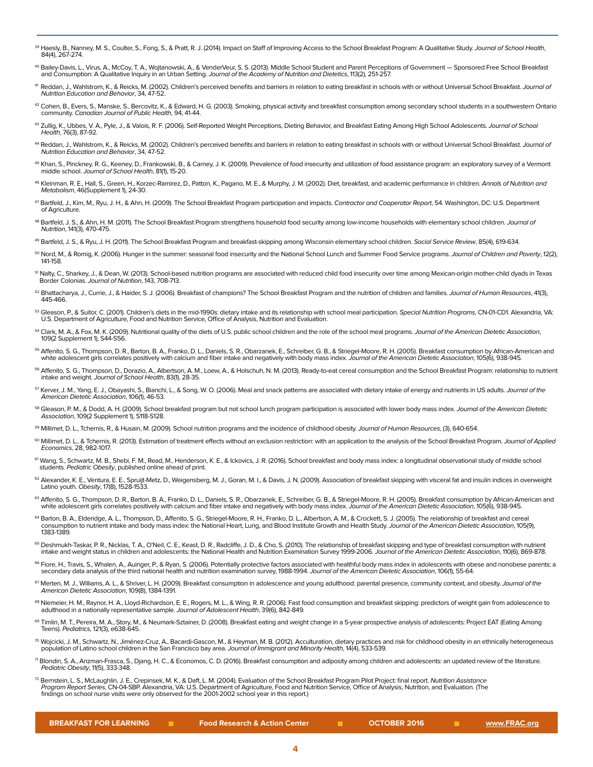[39] Haesly, B., Nanney, M. S., Coulter, S., Fong, S., & Pratt, R. J. (2014). Impact on Staff of Improving Access to the School Breakfast Program: A Qualitative Study. *Journal of School Health*, 84(4), 267-274.

[40] Bailey-Davis, L., Virus, A., McCoy, T. A., Wojtanowski, A., & VenderVeur, S. S. (2013). Middle School Student and Parent Perceptions of Government — Sponsored Free School Breakfast and Consumption: A Qualitative Inquiry in an Urban Setting. *Journal of the Academy of Nutrition and Dietetics*, 113(2), 251-257.

[41] Reddan, J., Wahlstrom, K., & Reicks, M. (2002). Children's perceived benefits and barriers in relation to eating breakfast in schools with or without Universal School Breakfast. *Journal of Nutrition Education and Behavior*, 34, 47-52.

[42] Cohen, B., Evers, S., Manske, S., Bercovitz, K., & Edward, H. G. (2003). Smoking, physical activity and breakfast consumption among secondary school students in a southwestern Ontario community. *Canadian Journal of Public Health*, 94, 41-44.

[43] Zullig, K., Ubbes, V. A., Pyle, J., & Valois, R. F. (2006). Self-Reported Weight Perceptions, Dieting Behavior, and Breakfast Eating Among High School Adolescents. *Journal of School Health*, 76(3), 87-92.

[44] Reddan, J., Wahlstrom, K., & Reicks, M. (2002). Children's perceived benefits and barriers in relation to eating breakfast in schools with or without Universal School Breakfast. *Journal of Nutrition Education and Behavior*, 34, 47-52.

[45] Khan, S., Pinckney, R. G., Keeney, D., Frankowski, B., & Carney, J. K. (2009). Prevalence of food insecurity and utilization of food assistance program: an exploratory survey of a Vermont middle school. *Journal of School Health*, 81(1), 15-20.

[46] Kleinman, R. E., Hall, S., Green, H., Korzec-Ramirez, D., Patton, K., Pagano, M. E., & Murphy, J. M. (2002). Diet, breakfast, and academic performance in children. *Annals of Nutrition and Metabolism*, 46(Supplement 1), 24-30.

[47] Bartfeld, J., Kim, M., Ryu, J. H., & Ahn, H. (2009). The School Breakfast Program participation and impacts. *Contractor and Cooperator Report*, 54. Washington, DC: U.S. Department of Agriculture.

[48] Bartfeld, J. S., & Ahn, H. M. (2011). The School Breakfast Program strengthens household food security among low-income households with elementary school children. *Journal of Nutrition*, 141(3), 470-475.

[49] Bartfeld, J. S., & Ryu, J. H. (2011). The School Breakfast Program and breakfast-skipping among Wisconsin elementary school children. *Social Service Review*, 85(4), 619-634.

[50] Nord, M., & Romig, K. (2006). Hunger in the summer: seasonal food insecurity and the National School Lunch and Summer Food Service programs. *Journal of Children and Poverty*, 12(2), 141-158.

[51] Nalty, C., Sharkey, J., & Dean, W. (2013). School-based nutrition programs are associated with reduced child food insecurity over time among Mexican-origin mother-child dyads in Texas Border Colonias. *Journal of Nutrition*, 143, 708-713.

[52] Bhattacharya, J., Currie, J., & Haider, S. J. (2006). Breakfast of champions? The School Breakfast Program and the nutrition of children and families. *Journal of Human Resources*, 41(3), 445-466.

[53] Gleason, P., & Suitor, C. (2001). Children's diets in the mid-1990s: dietary intake and its relationship with school meal participation. *Special Nutrition Programs*, CN-01-CD1. Alexandria, VA: U.S. Department of Agriculture, Food and Nutrition Service, Office of Analysis, Nutrition and Evaluation.

[54] Clark, M. A., & Fox, M. K. (2009). Nutritional quality of the diets of U.S. public school children and the role of the school meal programs. *Journal of the American Dietetic Association*, 109(2 Supplement 1), S44-S56.

[55] Affenito, S. G., Thompson, D. R., Barton, B. A., Franko, D. L., Daniels, S. R., Obarzanek, E., Schreiber, G. B., & Striegel-Moore, R. H. (2005). Breakfast consumption by African-American and white adolescent girls correlates positively with calcium and fiber intake and negatively with body mass index. *Journal of the American Dietetic Association*, 105(6), 938-945.

[56] Affenito, S. G., Thompson, D., Dorazio, A., Albertson, A. M., Loew, A., & Holschuh, N. M. (2013). Ready-to-eat cereal consumption and the School Breakfast Program: relationship to nutrient intake and weight. *Journal of School Health*, 83(1), 28-35.

[57] Kerver, J. M., Yang, E. J., Obayashi, S., Bianchi, L., & Song, W. O. (2006). Meal and snack patterns are associated with dietary intake of energy and nutrients in US adults. *Journal of the American Dietetic Association*, 106(1), 46-53.

[58] Gleason, P. M., & Dodd, A. H. (2009). School breakfast program but not school lunch program participation is associated with lower body mass index. *Journal of the American Dietetic Association*, 109(2 Supplement 1), S118-S128.

[59] Millimet, D. L., Tchernis, R., & Husain, M. (2009). School nutrition programs and the incidence of childhood obesity. *Journal of Human Resources*, (3), 640-654.

[60] Millimet, D. L., & Tchernis, R. (2013). Estimation of treatment effects without an exclusion restriction: with an application to the analysis of the School Breakfast Program. *Journal of Applied Economics*, 28, 982-1017.

[61] Wang, S., Schwartz, M. B., Shebi, F. M., Read, M., Henderson, K. E., & Ickovics, J. R. (2016). School breakfast and body mass index: a longitudinal observational study of middle school students. *Pediatric Obesity*, published online ahead of print.

[62] Alexander, K. E., Ventura, E. E., Spruijt-Metz, D., Weigensberg, M. J., Goran, M. I., & Davis, J. N. (2009). Association of breakfast skipping with visceral fat and insulin indices in overweight Latino youth. *Obesity*, 17(8), 1528-1533.

[63] Affenito, S. G., Thompson, D. R., Barton, B. A., Franko, D. L., Daniels, S. R., Obarzanek, E., Schreiber, G. B., & Striegel-Moore, R. H. (2005). Breakfast consumption by African-American and white adolescent girls correlates positively with calcium and fiber intake and negatively with body mass index. *Journal of the American Dietetic Association*, 105(6), 938-945.

[64] Barton, B. A., Elderidge, A. L., Thompson, D., Affenito, S. G., Striegel-Moore, R. H., Franko, D. L., Albertson, A. M., & Crockett, S. J. (2005). The relationship of breakfast and cereal consumption to nutrient intake and body mass index: the National Heart, Lung, and Blood Institute Growth and Health Study. *Journal of the American Dietetic Association*, 105(9), 1383-1389.

[65] Deshmukh-Taskar, P. R., Nicklas, T. A., O'Neil, C. E., Keast, D. R., Radcliffe, J. D., & Cho, S. (2010). The relationship of breakfast skipping and type of breakfast consumption with nutrient intake and weight status in children and adolescents: the National Health and Nutrition Examination Survey 1999-2006. *Journal of the American Dietetic Association*, 110(6), 869-878.

[66] Fiore, H., Travis, S., Whalen, A., Auinger, P., & Ryan, S. (2006). Potentially protective factors associated with healthful body mass index in adolescents with obese and nonobese parents: a secondary data analysis of the third national health and nutrition examination survey, 1988-1994. *Journal of the American Dietetic Association*, 106(1), 55-64.

[67] Merten, M. J., Williams, A. L., & Shriver, L. H. (2009). Breakfast consumption in adolescence and young adulthood: parental presence, community context, and obesity. *Journal of the American Dietetic Association*, 109(8), 1384-1391.

[68] Niemeier, H. M., Raynor, H. A., Lloyd-Richardson, E. E., Rogers, M. L., & Wing, R. R. (2006). Fast food consumption and breakfast skipping: predictors of weight gain from adolescence to adulthood in a nationally representative sample. *Journal of Adolescent Health*, 39(6), 842-849.

[69] Timlin, M. T., Pereira, M. A., Story, M., & Neumark-Sztainer, D. (2008). Breakfast eating and weight change in a 5-year prospective analysis of adolescents: Project EAT (Eating Among Teens). *Pediatrics*, 121(3), e638-645.

[70] Wojcicki, J. M., Schwartz, N., Jiménez-Cruz, A., Bacardi-Gascon, M., & Heyman, M. B. (2012). Acculturation, dietary practices and risk for childhood obesity in an ethnically heterogeneous population of Latino school children in the San Francisco bay area. *Journal of Immigrant and Minority Health*, 14(4), 533-539.

[71] Blondin, S. A., Anzman-Frasca, S., Djang, H. C., & Economos, C. D. (2016). Breakfast consumption and adiposity among children and adolescents: an updated review of the literature. *Pediatric Obesity*, 11(5), 333-348.

[72] Bernstein, L. S., McLaughlin, J. E., Crepinsek, M. K., & Daft, L. M. (2004). Evaluation of the School Breakfast Program Pilot Project: final report. *Nutrition Assistance Program Report Series*, CN-04-SBP. Alexandria, VA: U.S. Department of Agriculture, Food and Nutrition Service, Office of Analysis, Nutrition, and Evaluation. (The findings on school nurse visits were only observed for the 2001-2002 school year in this report.)